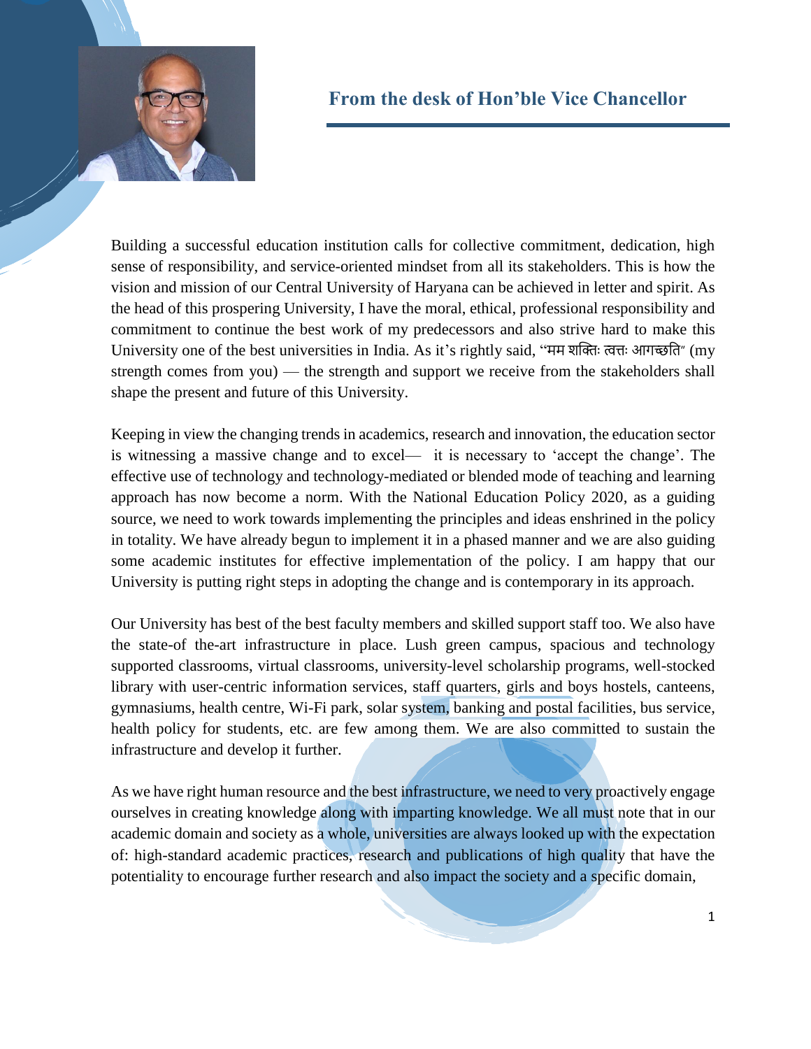## From the desk of Hon'ble Vice Chancellor

Building a successful education institution calls for collective commitment, dedication, high sense of responsibility, and service-oriented mindset from all its stakeholders. This is how the vision and mission of our Central University of Haryana can be achieved in letter and spirit. As the head of this prospering University, I have the moral, ethical, professional responsibility and commitment to continue the best work of my predecessors and also strive hard to make this University one of the best universities in India. As it's rightly said, "मम शक्तिः त्वत्तः आगच्छति" (my strength comes from you) — the strength and support we receive from the stakeholders shall shape the present and future of this University.

Keeping in view the changing trends in academics, research and innovation, the education sector is witnessing a massive change and to excel— it is necessary to 'accept the change'. The effective use of technology and technology-mediated or blended mode of teaching and learning approach has now become a norm. With the National Education Policy 2020, as a guiding source, we need to work towards implementing the principles and ideas enshrined in the policy in totality. We have already begun to implement it in a phased manner and we are also guiding some academic institutes for effective implementation of the policy. I am happy that our University is putting right steps in adopting the change and is contemporary in its approach.

Our University has best of the best faculty members and skilled support staff too. We also have the state-of the-art infrastructure in place. Lush green campus, spacious and technology supported classrooms, virtual classrooms, university-level scholarship programs, well-stocked library with user-centric information services, staff quarters, girls and boys hostels, canteens, gymnasiums, health centre, Wi-Fi park, solar system, banking and postal facilities, bus service, health policy for students, etc. are few among them. We are also committed to sustain the infrastructure and develop it further.

As we have right human resource and the best infrastructure, we need to very proactively engage ourselves in creating knowledge along with imparting knowledge. We all must note that in our academic domain and society as a whole, universities are always looked up with the expectation of: high-standard academic practices, research and publications of high quality that have the potentiality to encourage further research and also impact the society and a specific domain,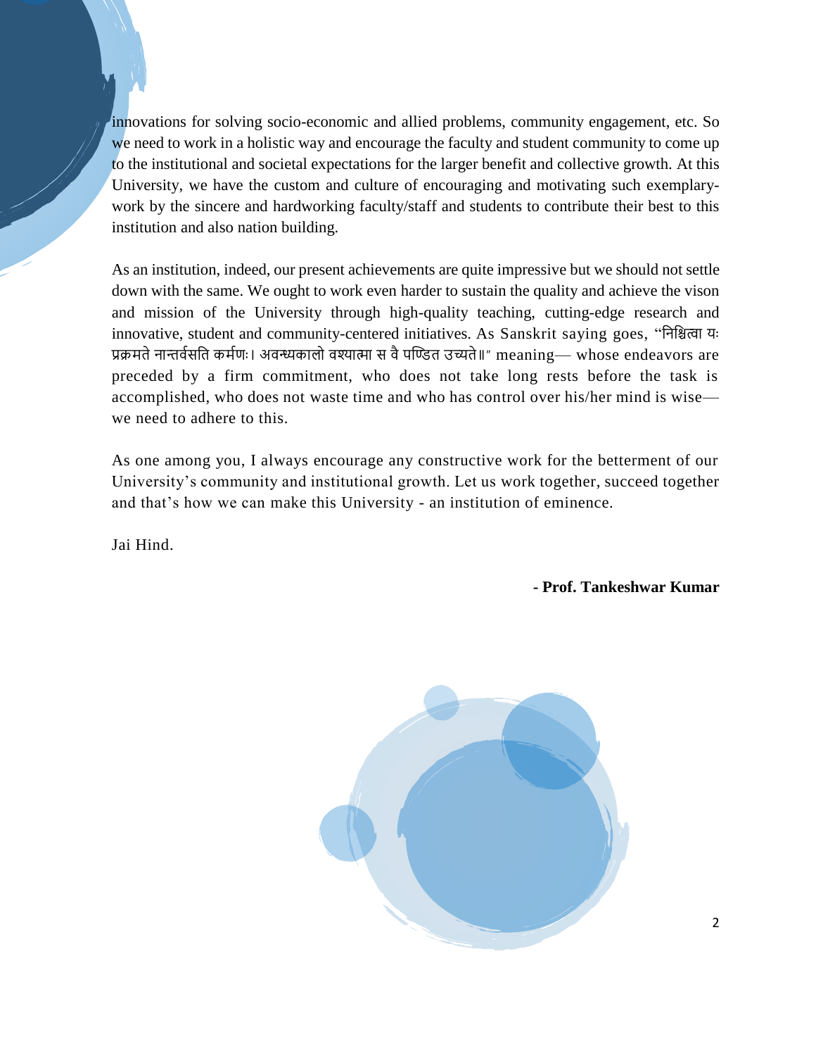innovations for solving socio-economic and allied problems, community engagement, etc. So we need to work in a holistic way and encourage the faculty and student community to come up to the institutional and societal expectations for the larger benefit and collective growth. At this University, we have the custom and culture of encouraging and motivating such exemplary-work by the sincere and hardworking faculty/staff and students to contribute their best to this institution and also nation building.

As an institution, indeed, our present achievements are quite impressive but we should not settle down with the same. We ought to work even harder to sustain the quality and achieve the vison and mission of the University through high-quality teaching, cutting-edge research and innovative, student and community-centered initiatives. As Sanskrit saying goes, "निश्चित्वा यः प्रक्रमते नान्तर्वसति कर्मणः। अवन्ध्यकालो वश्यात्मा स वै पण्डित उच्यते॥" meaning— whose endeavors are preceded by a firm commitment, who does not take long rests before the task is accomplished, who does not waste time and who has control over his/her mind is wise— we need to adhere to this.

As one among you, I always encourage any constructive work for the betterment of our University's community and institutional growth. Let us work together, succeed together and that's how we can make this University - an institution of eminence.

Jai Hind.

**- Prof. Tankeshwar Kumar**